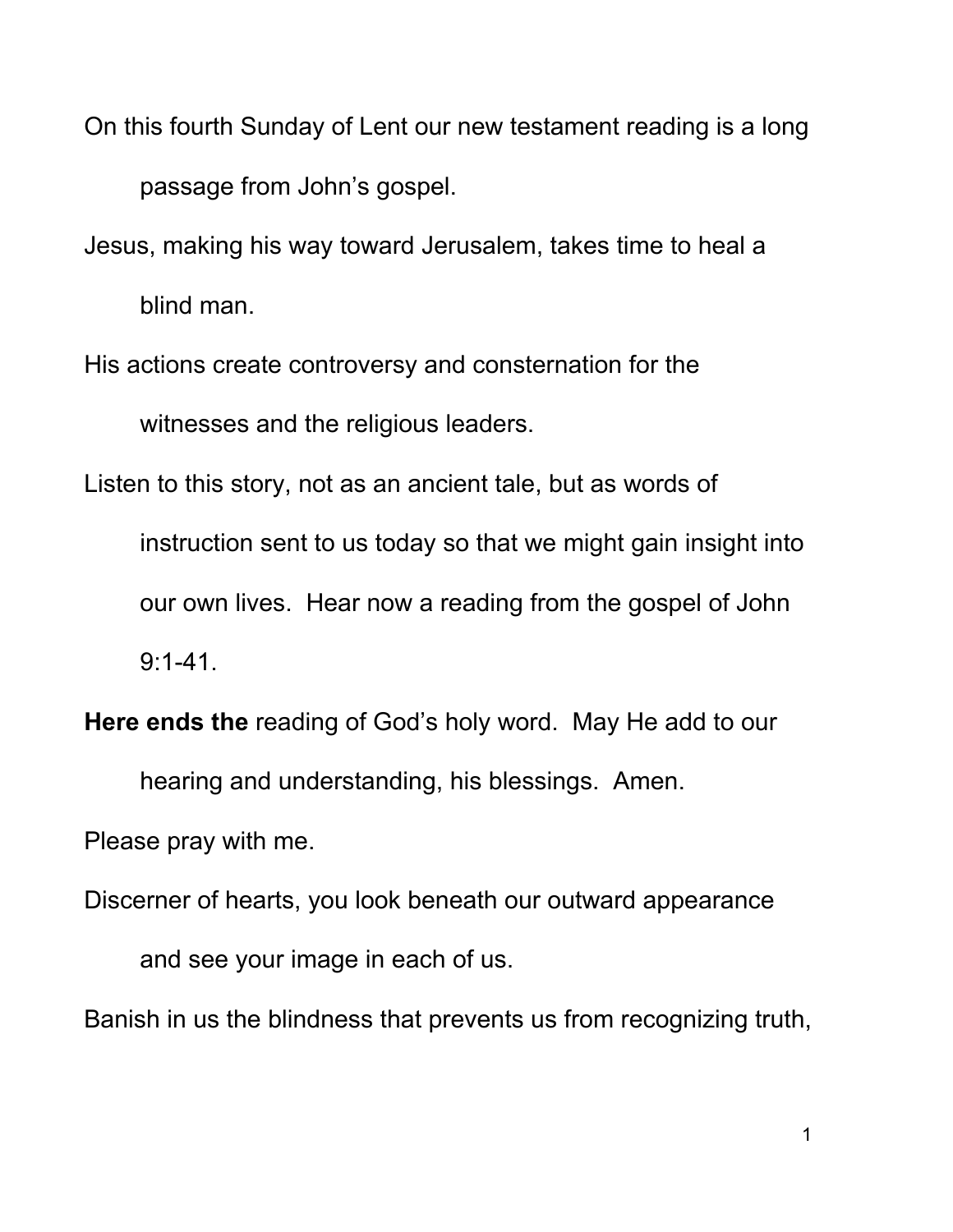On this fourth Sunday of Lent our new testament reading is a long passage from John's gospel.

Jesus, making his way toward Jerusalem, takes time to heal a blind man.

His actions create controversy and consternation for the witnesses and the religious leaders.

Listen to this story, not as an ancient tale, but as words of instruction sent to us today so that we might gain insight into our own lives. Hear now a reading from the gospel of John 9:1-41.

**Here ends the** reading of God's holy word. May He add to our hearing and understanding, his blessings. Amen.

Please pray with me.

Discerner of hearts, you look beneath our outward appearance and see your image in each of us.

Banish in us the blindness that prevents us from recognizing truth,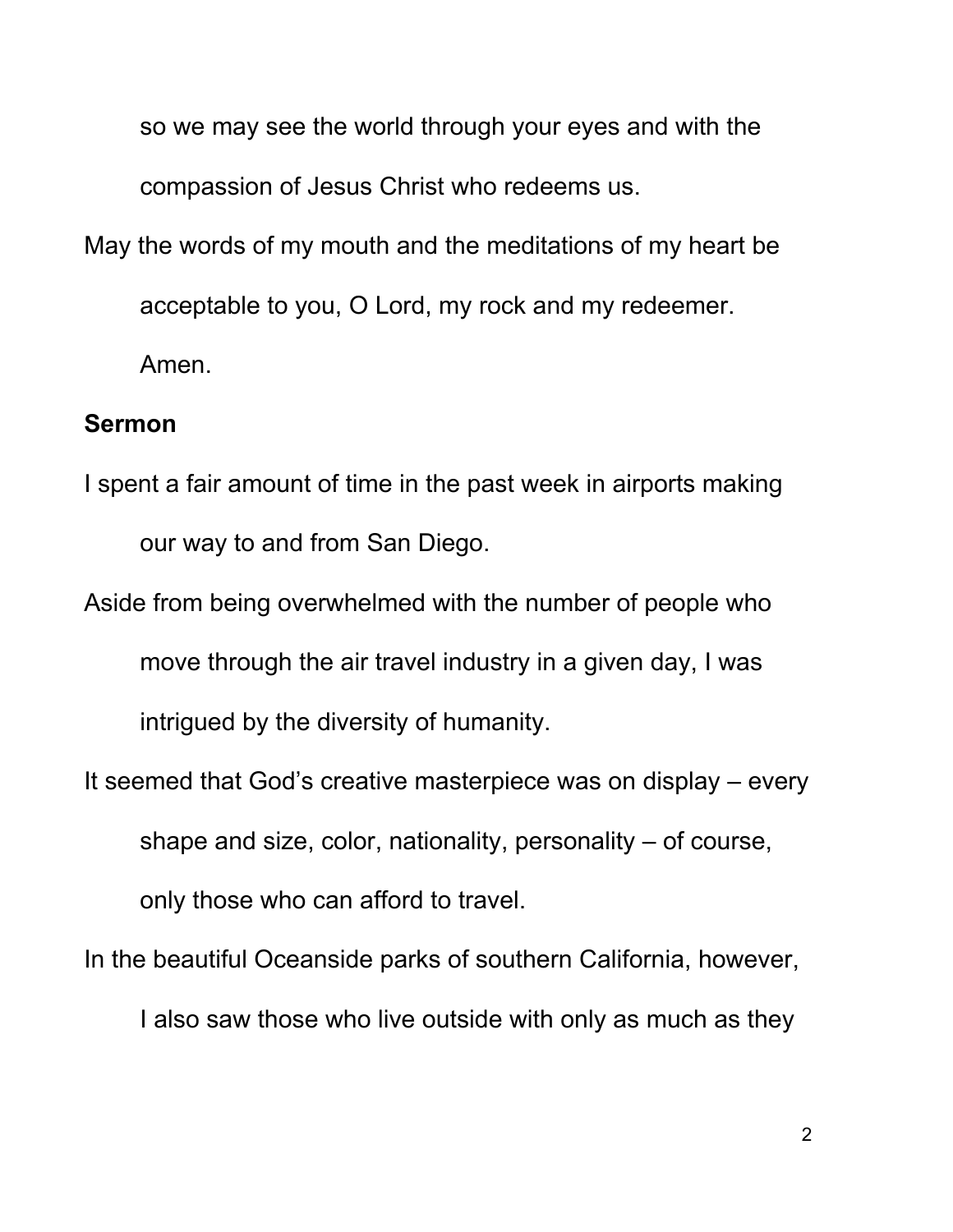so we may see the world through your eyes and with the compassion of Jesus Christ who redeems us.

May the words of my mouth and the meditations of my heart be acceptable to you, O Lord, my rock and my redeemer. Amen.

**Sermon**

I spent a fair amount of time in the past week in airports making our way to and from San Diego.

Aside from being overwhelmed with the number of people who move through the air travel industry in a given day, I was intrigued by the diversity of humanity.

It seemed that God's creative masterpiece was on display – every shape and size, color, nationality, personality – of course, only those who can afford to travel.

In the beautiful Oceanside parks of southern California, however, I also saw those who live outside with only as much as they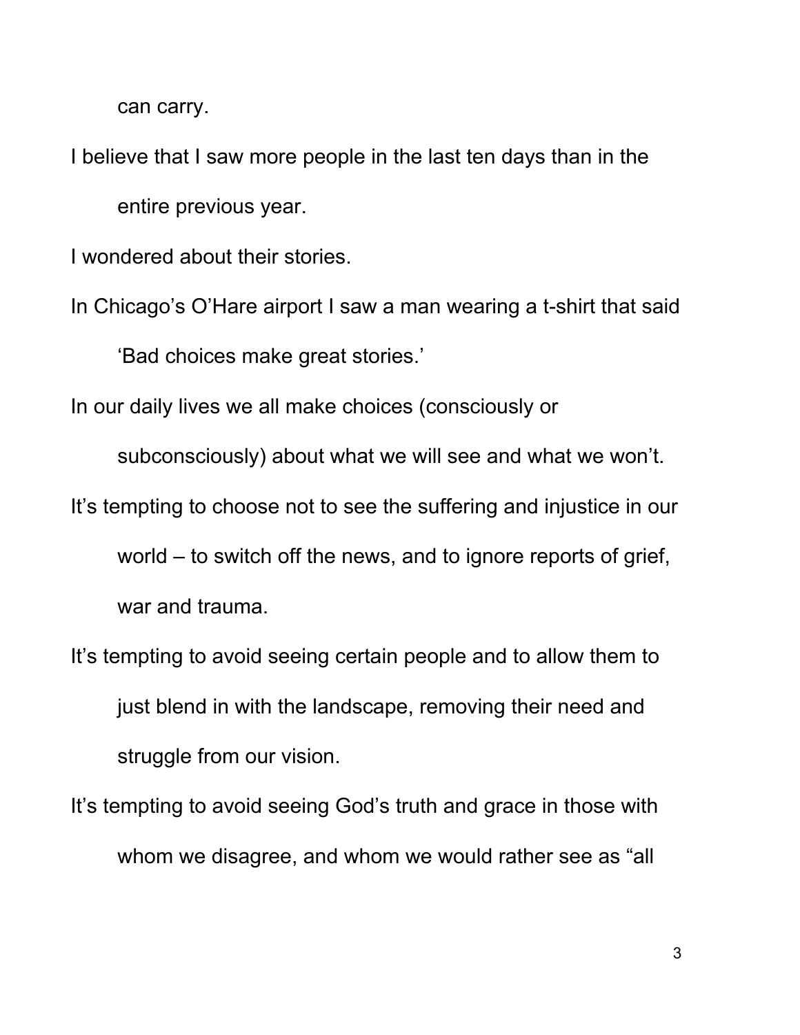can carry.

I believe that I saw more people in the last ten days than in the entire previous year.

I wondered about their stories.

In Chicago's O'Hare airport I saw a man wearing a t-shirt that said 'Bad choices make great stories.'

In our daily lives we all make choices (consciously or subconsciously) about what we will see and what we won't.

It's tempting to choose not to see the suffering and injustice in our world – to switch off the news, and to ignore reports of grief, war and trauma.

It's tempting to avoid seeing certain people and to allow them to just blend in with the landscape, removing their need and struggle from our vision.

It's tempting to avoid seeing God's truth and grace in those with whom we disagree, and whom we would rather see as "all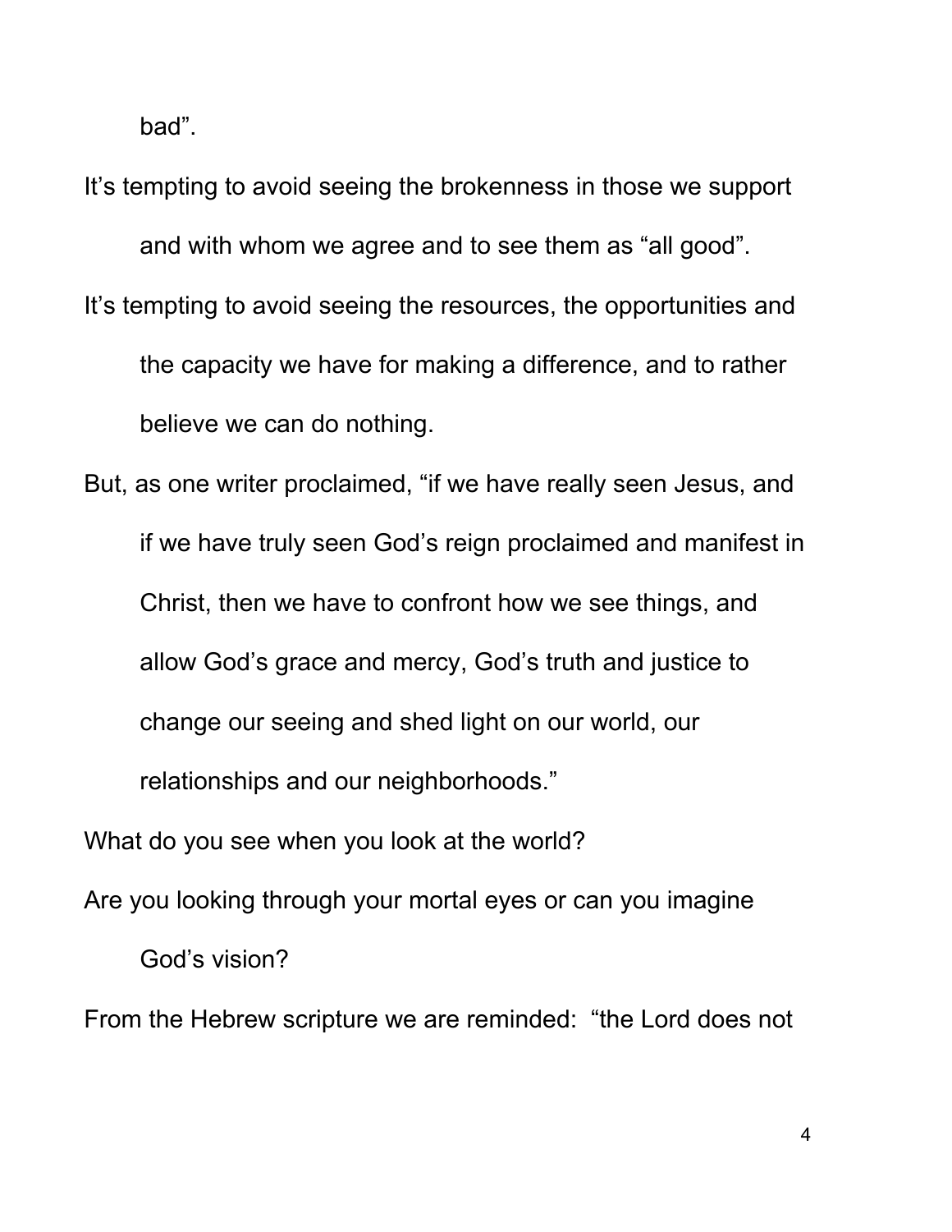bad".

It's tempting to avoid seeing the brokenness in those we support and with whom we agree and to see them as "all good".

It's tempting to avoid seeing the resources, the opportunities and the capacity we have for making a difference, and to rather believe we can do nothing.

But, as one writer proclaimed, "if we have really seen Jesus, and if we have truly seen God's reign proclaimed and manifest in Christ, then we have to confront how we see things, and allow God's grace and mercy, God's truth and justice to change our seeing and shed light on our world, our relationships and our neighborhoods."

What do you see when you look at the world?

Are you looking through your mortal eyes or can you imagine God's vision?

From the Hebrew scripture we are reminded: "the Lord does not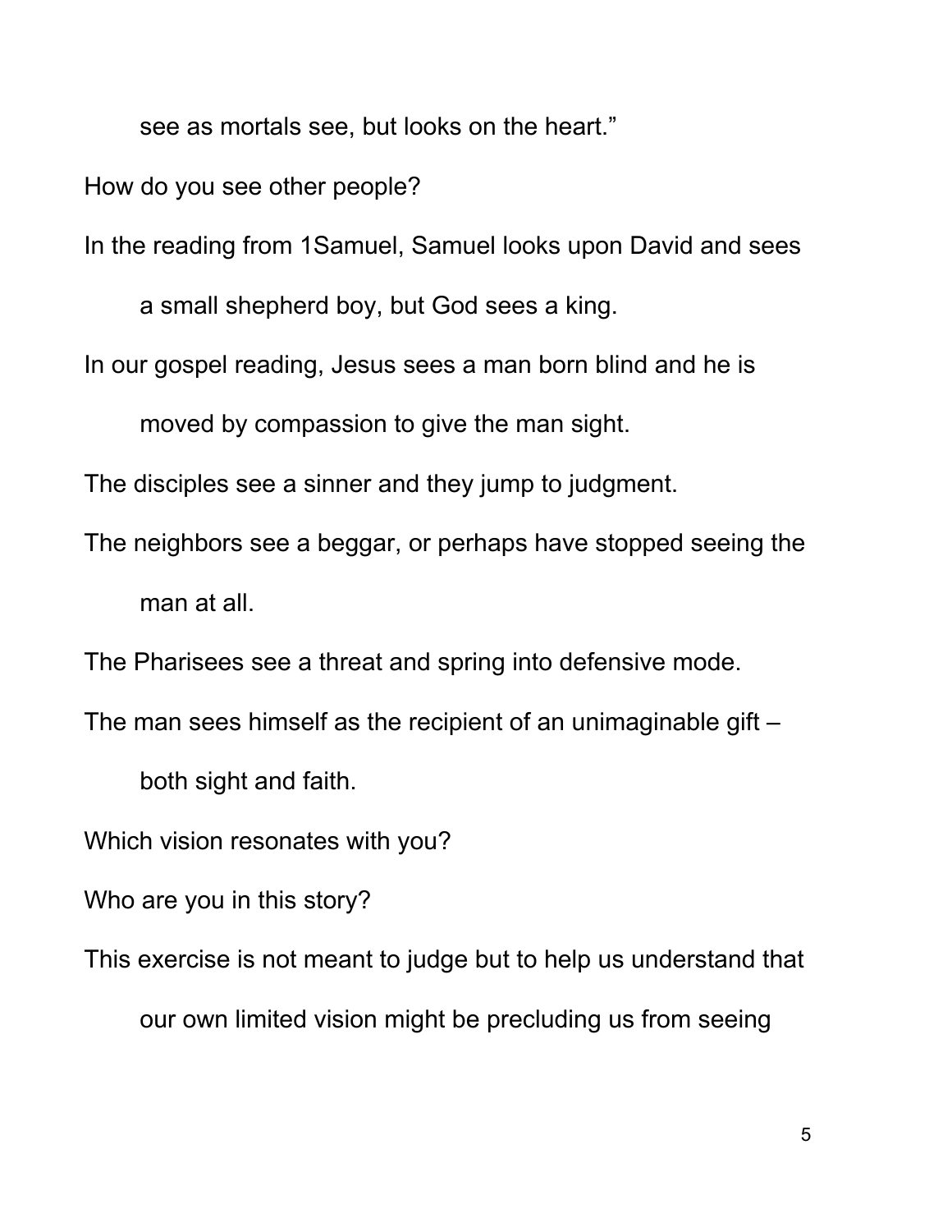see as mortals see, but looks on the heart."

How do you see other people?

In the reading from 1Samuel, Samuel looks upon David and sees a small shepherd boy, but God sees a king.

In our gospel reading, Jesus sees a man born blind and he is moved by compassion to give the man sight.

The disciples see a sinner and they jump to judgment.

The neighbors see a beggar, or perhaps have stopped seeing the man at all.

The Pharisees see a threat and spring into defensive mode.

The man sees himself as the recipient of an unimaginable gift – both sight and faith.

Which vision resonates with you?

Who are you in this story?

This exercise is not meant to judge but to help us understand that our own limited vision might be precluding us from seeing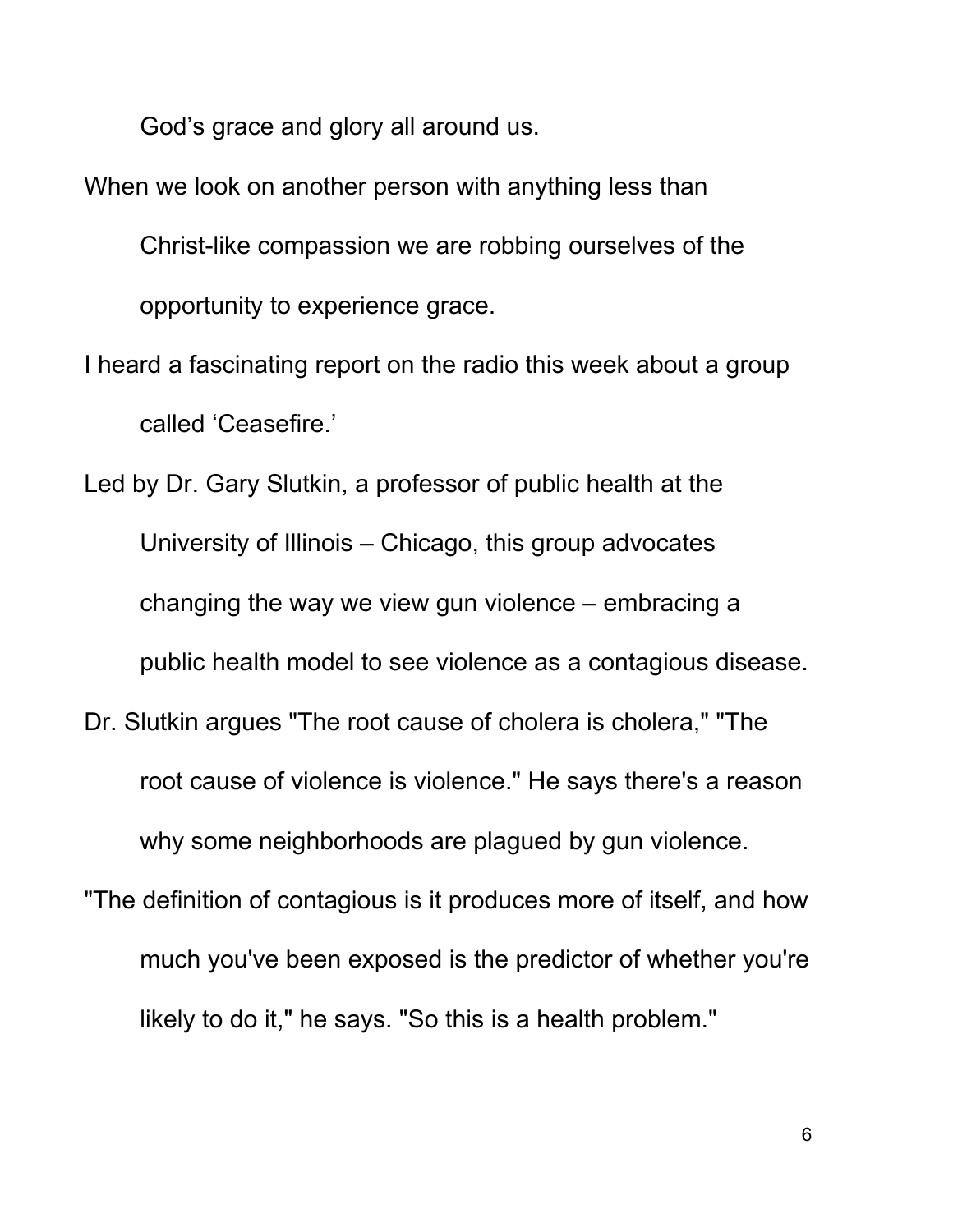God’s grace and glory all around us.

When we look on another person with anything less than Christ-like compassion we are robbing ourselves of the opportunity to experience grace.

I heard a fascinating report on the radio this week about a group called ‘Ceasefire.’

Led by Dr. Gary Slutkin, a professor of public health at the University of Illinois – Chicago, this group advocates changing the way we view gun violence – embracing a public health model to see violence as a contagious disease.

Dr. Slutkin argues "The root cause of cholera is cholera," "The root cause of violence is violence." He says there's a reason why some neighborhoods are plagued by gun violence.

"The definition of contagious is it produces more of itself, and how much you've been exposed is the predictor of whether you're likely to do it," he says. "So this is a health problem."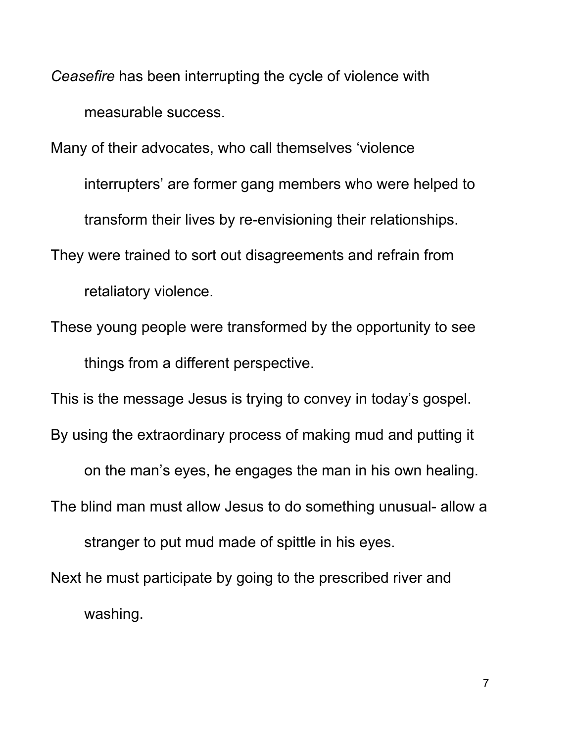*Ceasefire* has been interrupting the cycle of violence with measurable success.

Many of their advocates, who call themselves 'violence interrupters' are former gang members who were helped to transform their lives by re-envisioning their relationships.

They were trained to sort out disagreements and refrain from retaliatory violence.

These young people were transformed by the opportunity to see things from a different perspective.

This is the message Jesus is trying to convey in today's gospel.

By using the extraordinary process of making mud and putting it on the man's eyes, he engages the man in his own healing.

The blind man must allow Jesus to do something unusual- allow a stranger to put mud made of spittle in his eyes.

Next he must participate by going to the prescribed river and washing.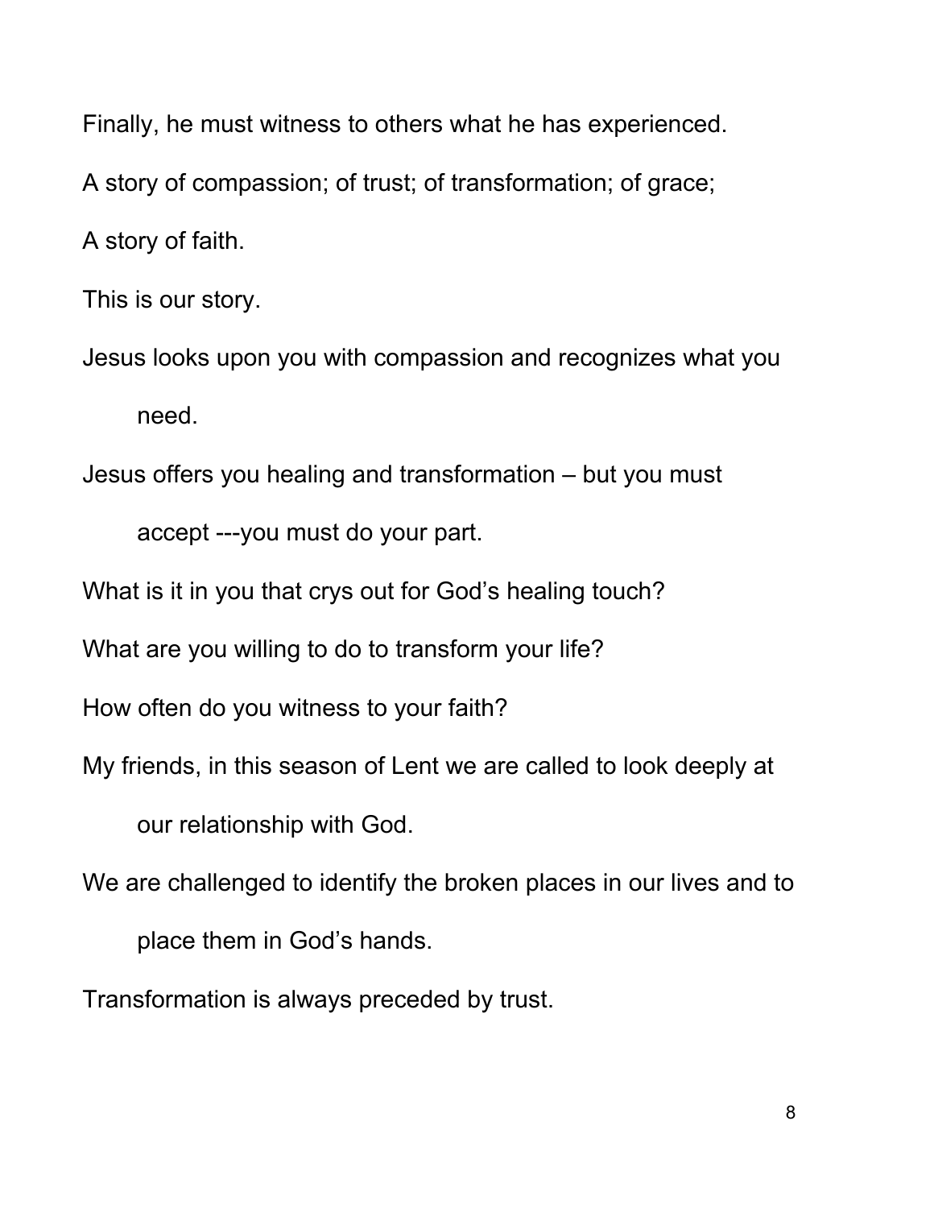Finally, he must witness to others what he has experienced.

A story of compassion; of trust; of transformation; of grace;

A story of faith.

This is our story.

Jesus looks upon you with compassion and recognizes what you need.

Jesus offers you healing and transformation – but you must accept ---you must do your part.

What is it in you that crys out for God's healing touch?

What are you willing to do to transform your life?

How often do you witness to your faith?

My friends, in this season of Lent we are called to look deeply at our relationship with God.

We are challenged to identify the broken places in our lives and to place them in God's hands.

Transformation is always preceded by trust.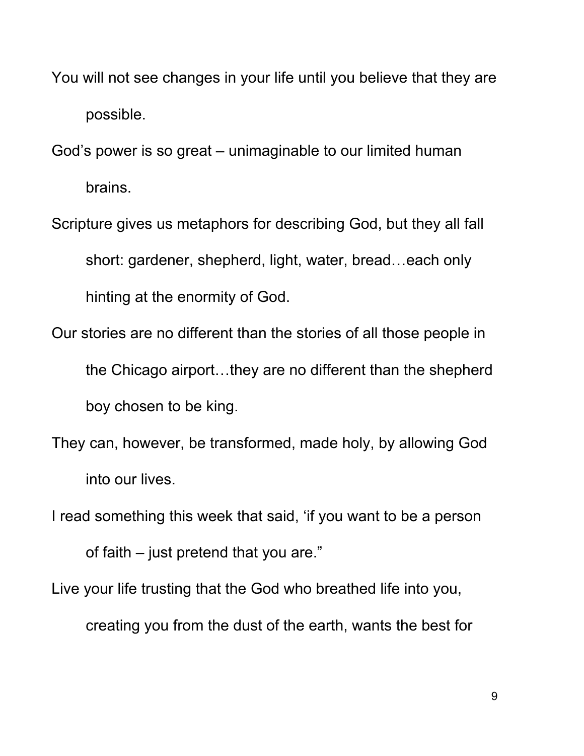You will not see changes in your life until you believe that they are possible.

God's power is so great – unimaginable to our limited human brains.

Scripture gives us metaphors for describing God, but they all fall short: gardener, shepherd, light, water, bread…each only hinting at the enormity of God.

Our stories are no different than the stories of all those people in the Chicago airport…they are no different than the shepherd boy chosen to be king.

They can, however, be transformed, made holy, by allowing God into our lives.

I read something this week that said, 'if you want to be a person of faith – just pretend that you are."

Live your life trusting that the God who breathed life into you, creating you from the dust of the earth, wants the best for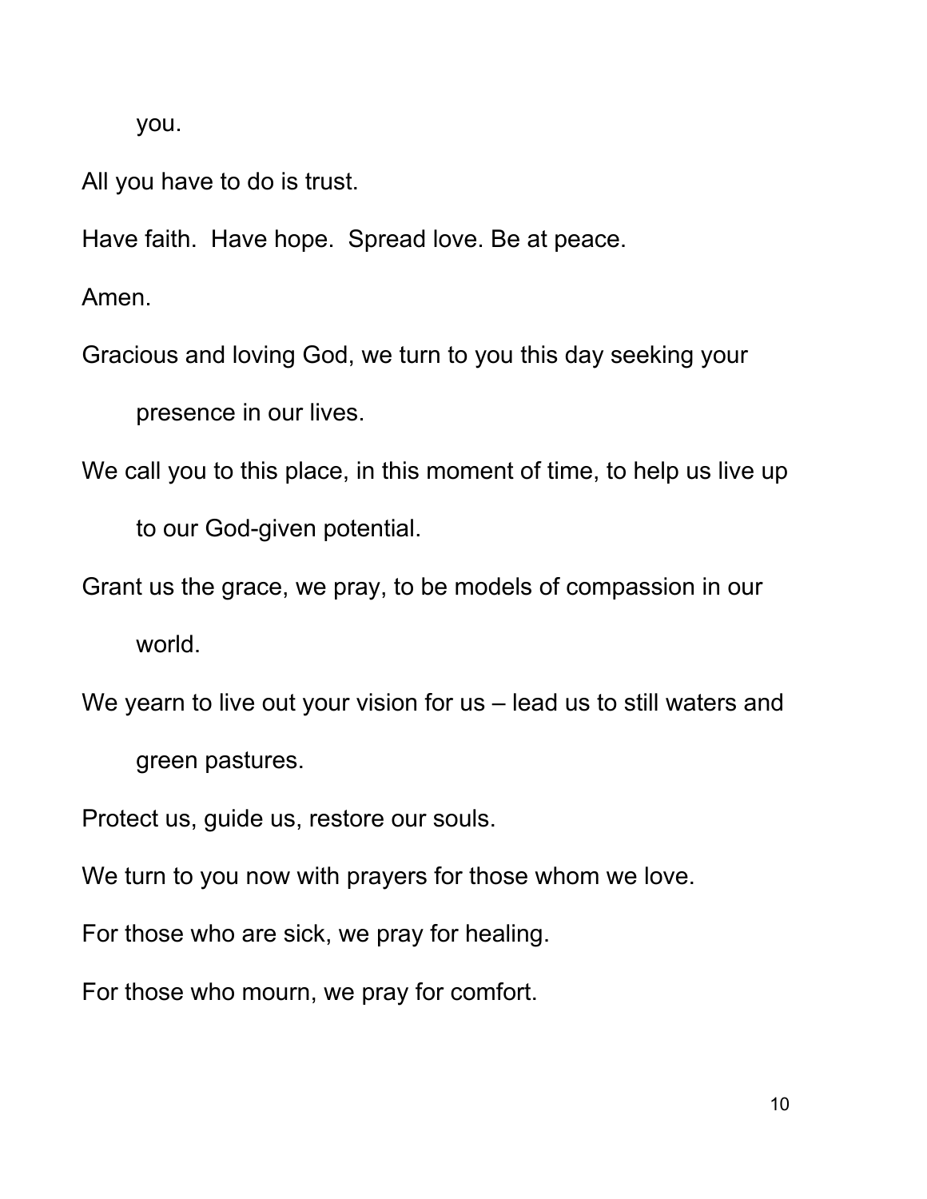you.

All you have to do is trust.

Have faith. Have hope. Spread love. Be at peace.

Amen.

Gracious and loving God, we turn to you this day seeking your presence in our lives.

We call you to this place, in this moment of time, to help us live up to our God-given potential.

Grant us the grace, we pray, to be models of compassion in our world.

We yearn to live out your vision for us – lead us to still waters and green pastures.

Protect us, guide us, restore our souls.

We turn to you now with prayers for those whom we love.

For those who are sick, we pray for healing.

For those who mourn, we pray for comfort.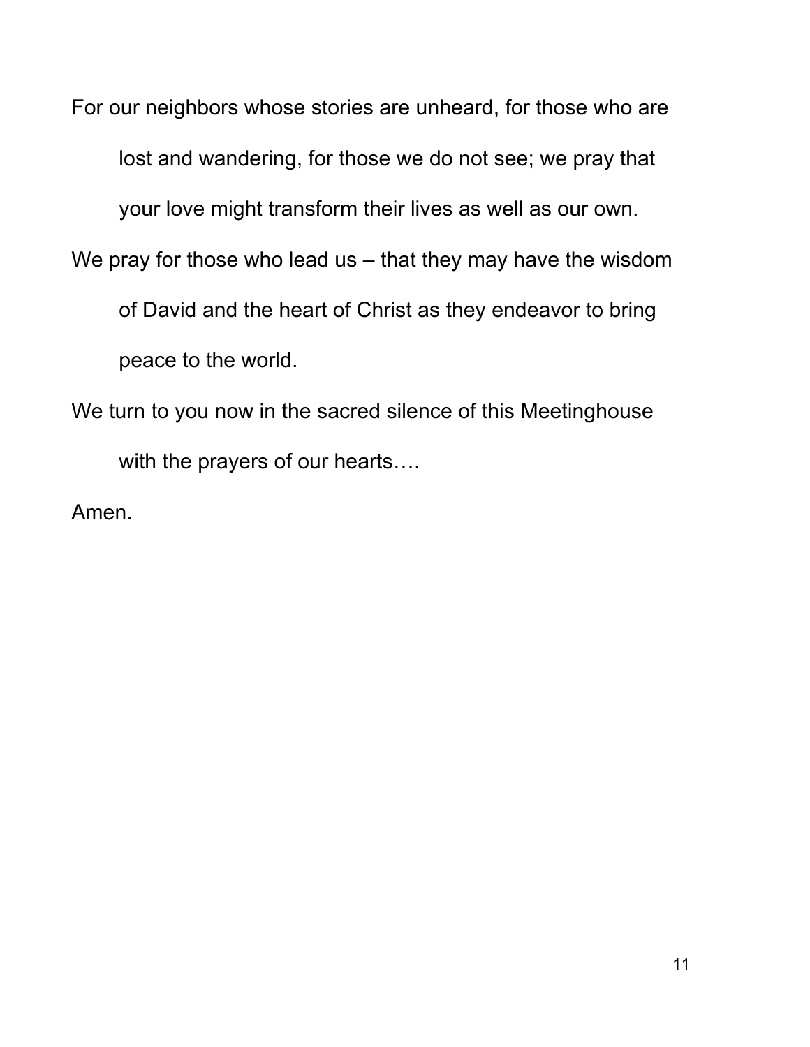For our neighbors whose stories are unheard, for those who are lost and wandering, for those we do not see; we pray that your love might transform their lives as well as our own.

We pray for those who lead us – that they may have the wisdom of David and the heart of Christ as they endeavor to bring peace to the world.

We turn to you now in the sacred silence of this Meetinghouse with the prayers of our hearts….

Amen.